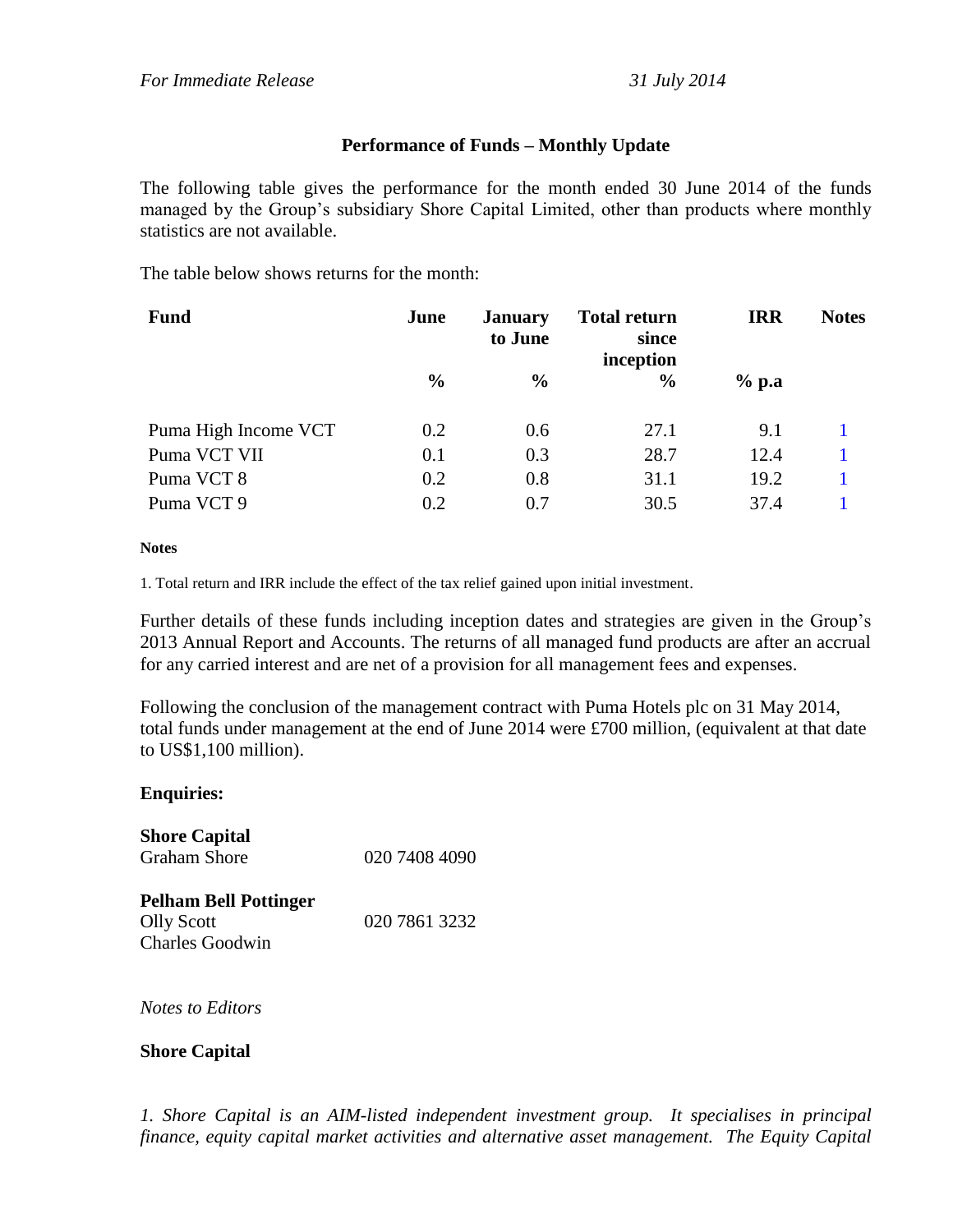*For Immediate Release* *31 July 2014*

**Performance of Funds – Monthly Update**

The following table gives the performance for the month ended 30 June 2014 of the funds managed by the Group's subsidiary Shore Capital Limited, other than products where monthly statistics are not available.

The table below shows returns for the month:

| Fund | June | January to June | Total return since inception | IRR | Notes |
|---|---|---|---|---|---|
| | % | % | % | % p.a | |
| Puma High Income VCT | 0.2 | 0.6 | 27.1 | 9.1 | 1 |
| Puma VCT VII | 0.1 | 0.3 | 28.7 | 12.4 | 1 |
| Puma VCT 8 | 0.2 | 0.8 | 31.1 | 19.2 | 1 |
| Puma VCT 9 | 0.2 | 0.7 | 30.5 | 37.4 | 1 |

**Notes**

1. Total return and IRR include the effect of the tax relief gained upon initial investment.

Further details of these funds including inception dates and strategies are given in the Group's 2013 Annual Report and Accounts. The returns of all managed fund products are after an accrual for any carried interest and are net of a provision for all management fees and expenses.

Following the conclusion of the management contract with Puma Hotels plc on 31 May 2014, total funds under management at the end of June 2014 were £700 million, (equivalent at that date to US$1,100 million).

**Enquiries:**

**Shore Capital**
Graham Shore 020 7408 4090

**Pelham Bell Pottinger**
Olly Scott 020 7861 3232
Charles Goodwin

*Notes to Editors*

**Shore Capital**

*1. Shore Capital is an AIM-listed independent investment group. It specialises in principal finance, equity capital market activities and alternative asset management. The Equity Capital*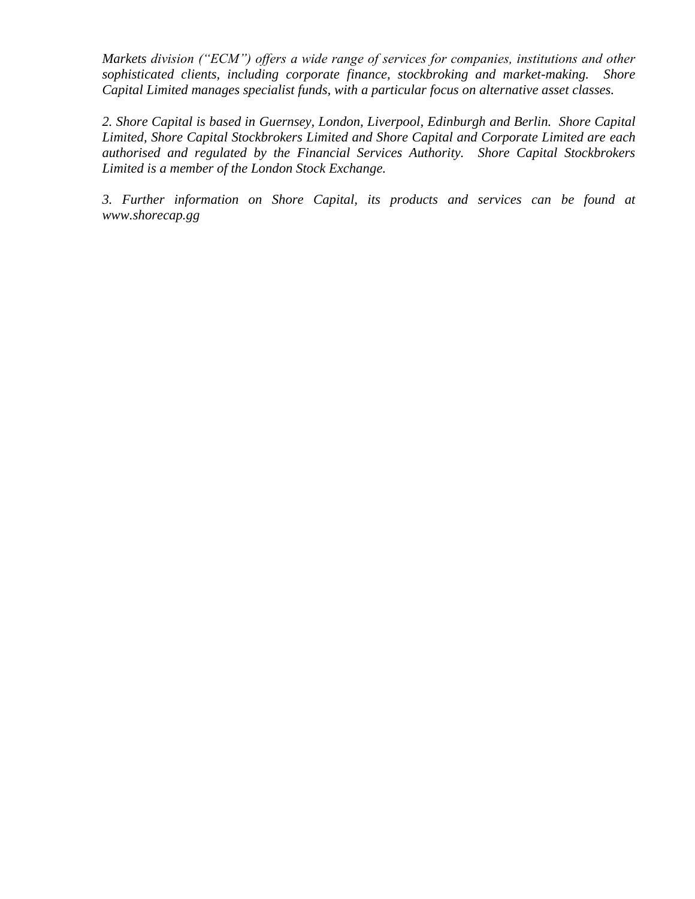*Markets division ("ECM") offers a wide range of services for companies, institutions and other sophisticated clients, including corporate finance, stockbroking and market-making. Shore Capital Limited manages specialist funds, with a particular focus on alternative asset classes.*

*2. Shore Capital is based in Guernsey, London, Liverpool, Edinburgh and Berlin. Shore Capital Limited, Shore Capital Stockbrokers Limited and Shore Capital and Corporate Limited are each authorised and regulated by the Financial Services Authority. Shore Capital Stockbrokers Limited is a member of the London Stock Exchange.*

*3. Further information on Shore Capital, its products and services can be found at www.shorecap.gg*